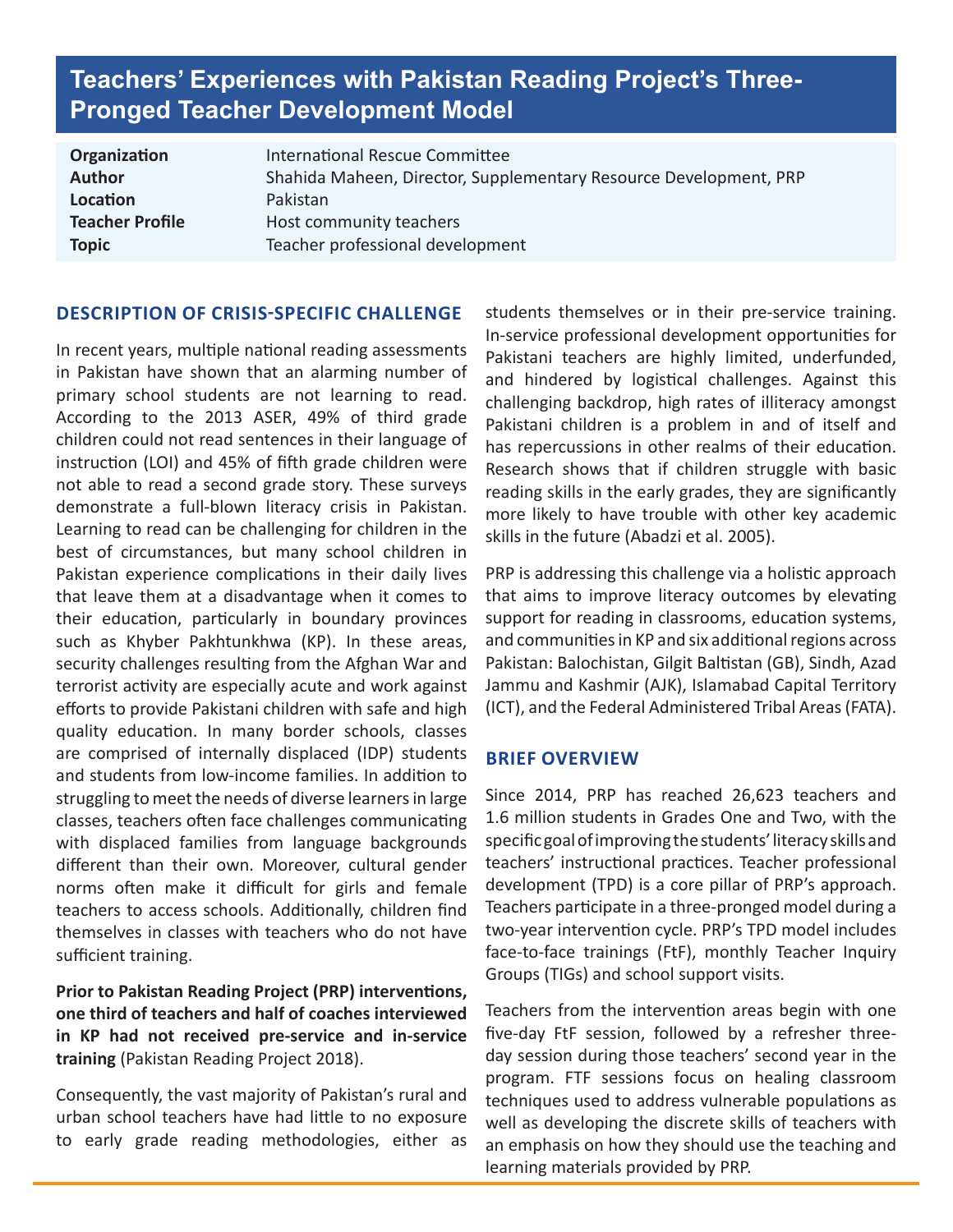# Teachers' Experiences with Pakistan Reading Project's Three-Pronged Teacher Development Model

| | |
|---|---|
| **Organization** | International Rescue Committee |
| **Author** | Shahida Maheen, Director, Supplementary Resource Development, PRP |
| **Location** | Pakistan |
| **Teacher Profile** | Host community teachers |
| **Topic** | Teacher professional development |

## DESCRIPTION OF CRISIS-SPECIFIC CHALLENGE

In recent years, multiple national reading assessments in Pakistan have shown that an alarming number of primary school students are not learning to read. According to the 2013 ASER, 49% of third grade children could not read sentences in their language of instruction (LOI) and 45% of fifth grade children were not able to read a second grade story. These surveys demonstrate a full-blown literacy crisis in Pakistan. Learning to read can be challenging for children in the best of circumstances, but many school children in Pakistan experience complications in their daily lives that leave them at a disadvantage when it comes to their education, particularly in boundary provinces such as Khyber Pakhtunkhwa (KP). In these areas, security challenges resulting from the Afghan War and terrorist activity are especially acute and work against efforts to provide Pakistani children with safe and high quality education. In many border schools, classes are comprised of internally displaced (IDP) students and students from low-income families. In addition to struggling to meet the needs of diverse learners in large classes, teachers often face challenges communicating with displaced families from language backgrounds different than their own. Moreover, cultural gender norms often make it difficult for girls and female teachers to access schools. Additionally, children find themselves in classes with teachers who do not have sufficient training.

**Prior to Pakistan Reading Project (PRP) interventions, one third of teachers and half of coaches interviewed in KP had not received pre-service and in-service training** (Pakistan Reading Project 2018).

Consequently, the vast majority of Pakistan's rural and urban school teachers have had little to no exposure to early grade reading methodologies, either as students themselves or in their pre-service training. In-service professional development opportunities for Pakistani teachers are highly limited, underfunded, and hindered by logistical challenges. Against this challenging backdrop, high rates of illiteracy amongst Pakistani children is a problem in and of itself and has repercussions in other realms of their education. Research shows that if children struggle with basic reading skills in the early grades, they are significantly more likely to have trouble with other key academic skills in the future (Abadzi et al. 2005).

PRP is addressing this challenge via a holistic approach that aims to improve literacy outcomes by elevating support for reading in classrooms, education systems, and communities in KP and six additional regions across Pakistan: Balochistan, Gilgit Baltistan (GB), Sindh, Azad Jammu and Kashmir (AJK), Islamabad Capital Territory (ICT), and the Federal Administered Tribal Areas (FATA).

## BRIEF OVERVIEW

Since 2014, PRP has reached 26,623 teachers and 1.6 million students in Grades One and Two, with the specific goal of improving the students' literacy skills and teachers' instructional practices. Teacher professional development (TPD) is a core pillar of PRP's approach. Teachers participate in a three-pronged model during a two-year intervention cycle. PRP's TPD model includes face-to-face trainings (FtF), monthly Teacher Inquiry Groups (TIGs) and school support visits.

Teachers from the intervention areas begin with one five-day FtF session, followed by a refresher three-day session during those teachers' second year in the program. FTF sessions focus on healing classroom techniques used to address vulnerable populations as well as developing the discrete skills of teachers with an emphasis on how they should use the teaching and learning materials provided by PRP.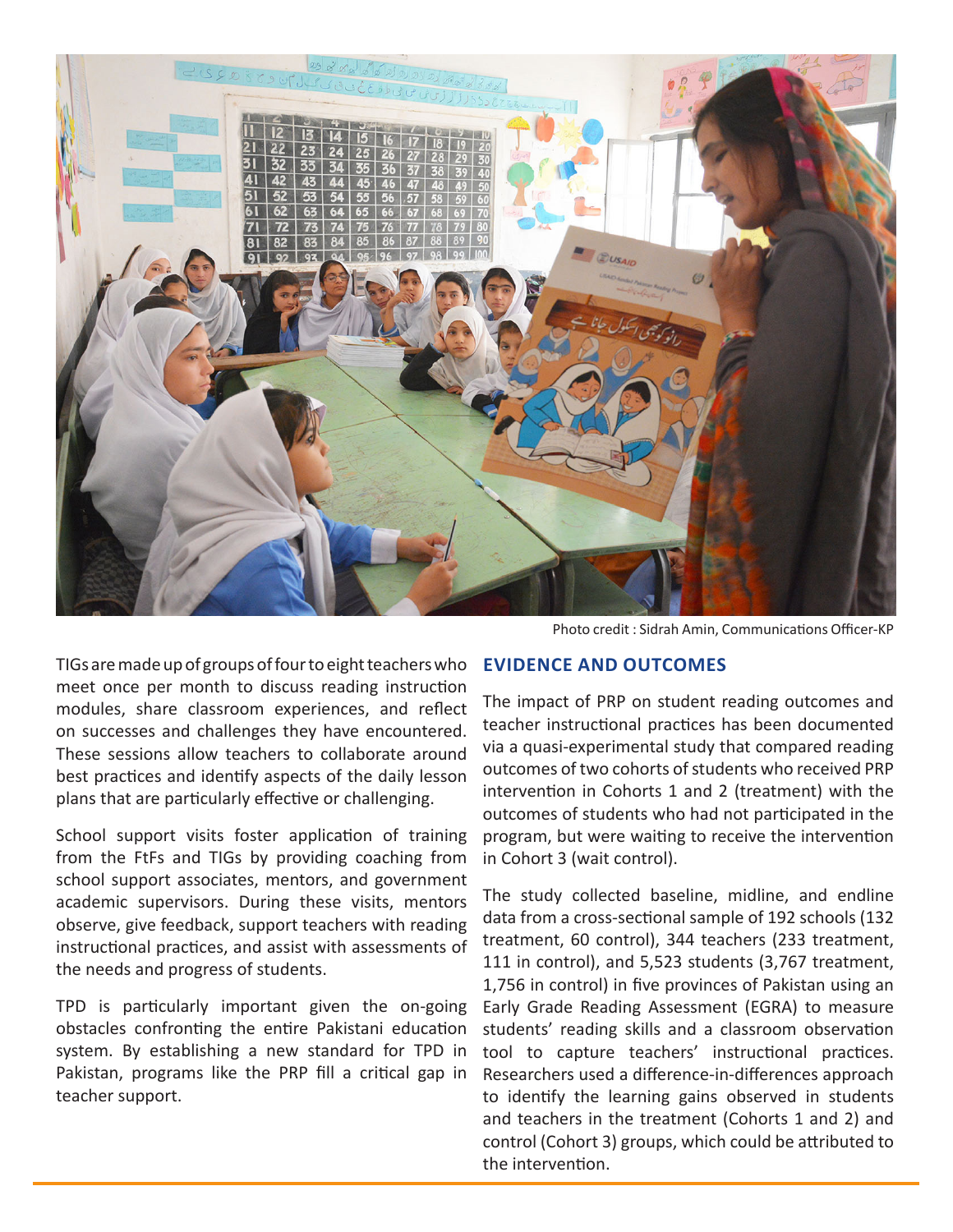Photo credit : Sidrah Amin, Communications Officer-KP

TIGs are made up of groups of four to eight teachers who meet once per month to discuss reading instruction modules, share classroom experiences, and reflect on successes and challenges they have encountered. These sessions allow teachers to collaborate around best practices and identify aspects of the daily lesson plans that are particularly effective or challenging.

School support visits foster application of training from the FtFs and TIGs by providing coaching from school support associates, mentors, and government academic supervisors. During these visits, mentors observe, give feedback, support teachers with reading instructional practices, and assist with assessments of the needs and progress of students.

TPD is particularly important given the on-going obstacles confronting the entire Pakistani education system. By establishing a new standard for TPD in Pakistan, programs like the PRP fill a critical gap in teacher support.

## EVIDENCE AND OUTCOMES

The impact of PRP on student reading outcomes and teacher instructional practices has been documented via a quasi-experimental study that compared reading outcomes of two cohorts of students who received PRP intervention in Cohorts 1 and 2 (treatment) with the outcomes of students who had not participated in the program, but were waiting to receive the intervention in Cohort 3 (wait control).

The study collected baseline, midline, and endline data from a cross-sectional sample of 192 schools (132 treatment, 60 control), 344 teachers (233 treatment, 111 in control), and 5,523 students (3,767 treatment, 1,756 in control) in five provinces of Pakistan using an Early Grade Reading Assessment (EGRA) to measure students' reading skills and a classroom observation tool to capture teachers' instructional practices. Researchers used a difference-in-differences approach to identify the learning gains observed in students and teachers in the treatment (Cohorts 1 and 2) and control (Cohort 3) groups, which could be attributed to the intervention.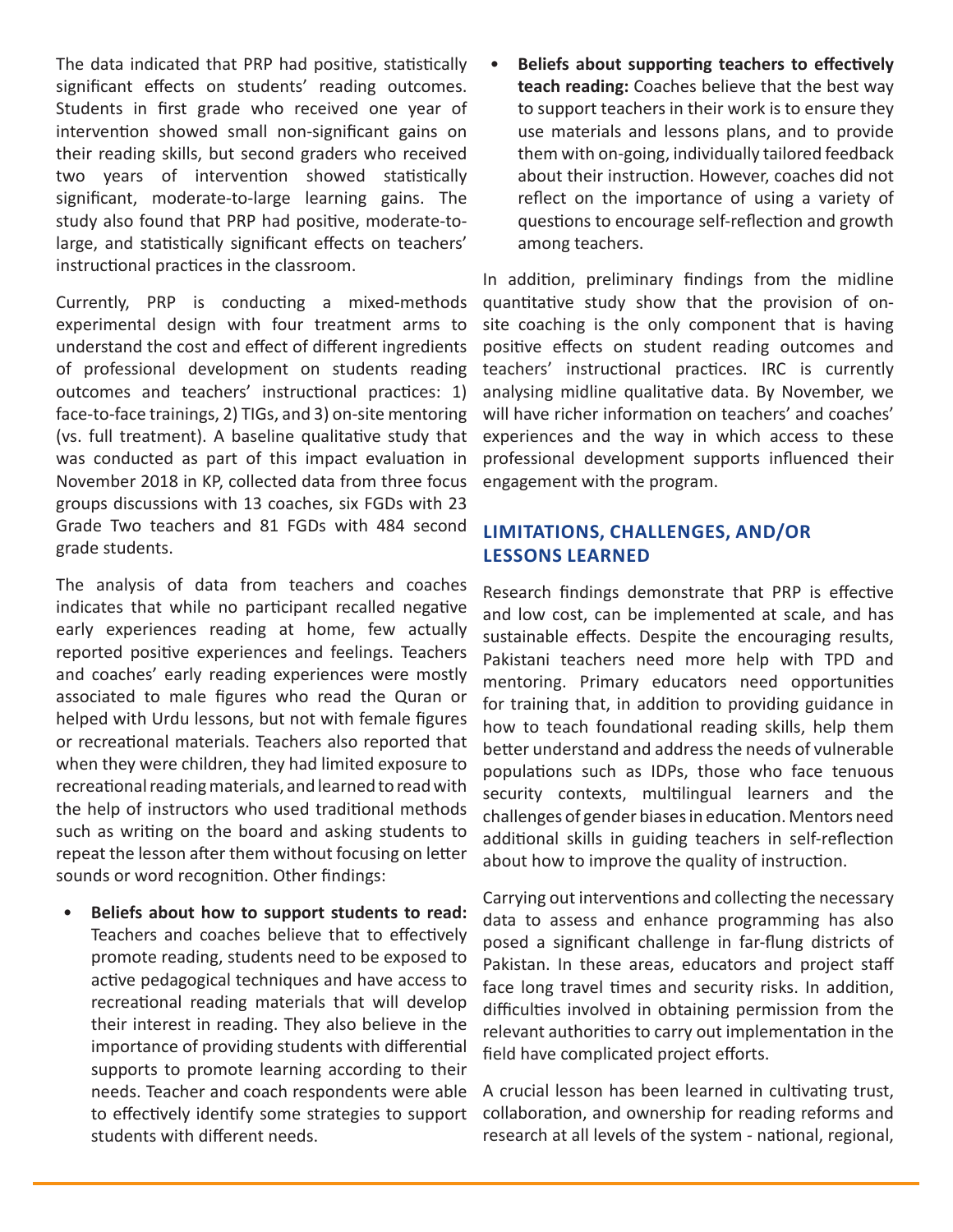The data indicated that PRP had positive, statistically significant effects on students' reading outcomes. Students in first grade who received one year of intervention showed small non-significant gains on their reading skills, but second graders who received two years of intervention showed statistically significant, moderate-to-large learning gains. The study also found that PRP had positive, moderate-to-large, and statistically significant effects on teachers' instructional practices in the classroom.

Currently, PRP is conducting a mixed-methods experimental design with four treatment arms to understand the cost and effect of different ingredients of professional development on students reading outcomes and teachers' instructional practices: 1) face-to-face trainings, 2) TIGs, and 3) on-site mentoring (vs. full treatment). A baseline qualitative study that was conducted as part of this impact evaluation in November 2018 in KP, collected data from three focus groups discussions with 13 coaches, six FGDs with 23 Grade Two teachers and 81 FGDs with 484 second grade students.

The analysis of data from teachers and coaches indicates that while no participant recalled negative early experiences reading at home, few actually reported positive experiences and feelings. Teachers and coaches' early reading experiences were mostly associated to male figures who read the Quran or helped with Urdu lessons, but not with female figures or recreational materials. Teachers also reported that when they were children, they had limited exposure to recreational reading materials, and learned to read with the help of instructors who used traditional methods such as writing on the board and asking students to repeat the lesson after them without focusing on letter sounds or word recognition. Other findings:

- **Beliefs about how to support students to read:** Teachers and coaches believe that to effectively promote reading, students need to be exposed to active pedagogical techniques and have access to recreational reading materials that will develop their interest in reading. They also believe in the importance of providing students with differential supports to promote learning according to their needs. Teacher and coach respondents were able to effectively identify some strategies to support students with different needs.
- **Beliefs about supporting teachers to effectively teach reading:** Coaches believe that the best way to support teachers in their work is to ensure they use materials and lessons plans, and to provide them with on-going, individually tailored feedback about their instruction. However, coaches did not reflect on the importance of using a variety of questions to encourage self-reflection and growth among teachers.

In addition, preliminary findings from the midline quantitative study show that the provision of on-site coaching is the only component that is having positive effects on student reading outcomes and teachers' instructional practices. IRC is currently analysing midline qualitative data. By November, we will have richer information on teachers' and coaches' experiences and the way in which access to these professional development supports influenced their engagement with the program.

## LIMITATIONS, CHALLENGES, AND/OR LESSONS LEARNED

Research findings demonstrate that PRP is effective and low cost, can be implemented at scale, and has sustainable effects. Despite the encouraging results, Pakistani teachers need more help with TPD and mentoring. Primary educators need opportunities for training that, in addition to providing guidance in how to teach foundational reading skills, help them better understand and address the needs of vulnerable populations such as IDPs, those who face tenuous security contexts, multilingual learners and the challenges of gender biases in education. Mentors need additional skills in guiding teachers in self-reflection about how to improve the quality of instruction.

Carrying out interventions and collecting the necessary data to assess and enhance programming has also posed a significant challenge in far-flung districts of Pakistan. In these areas, educators and project staff face long travel times and security risks. In addition, difficulties involved in obtaining permission from the relevant authorities to carry out implementation in the field have complicated project efforts.

A crucial lesson has been learned in cultivating trust, collaboration, and ownership for reading reforms and research at all levels of the system - national, regional,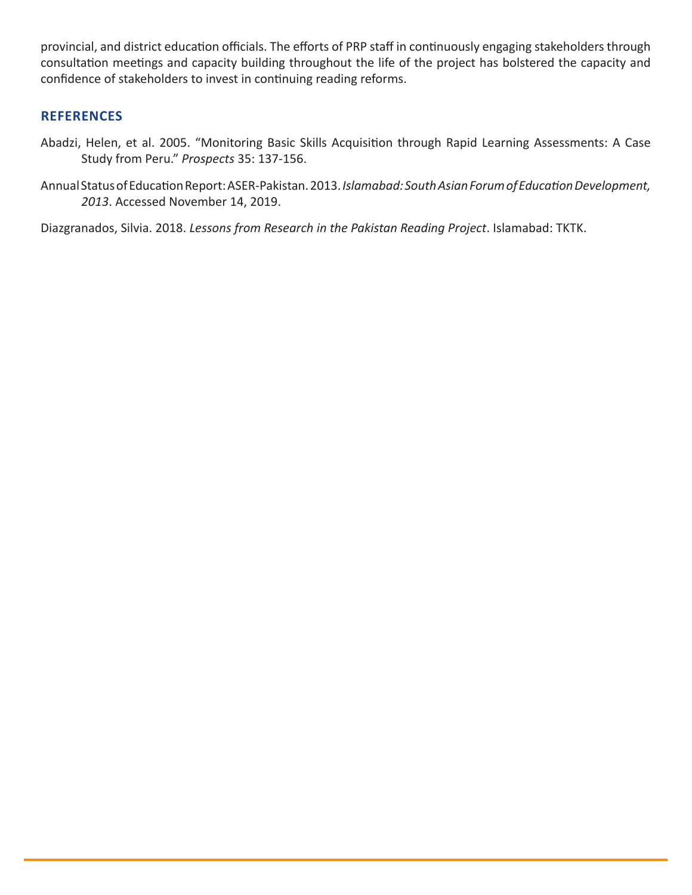provincial, and district education officials. The efforts of PRP staff in continuously engaging stakeholders through consultation meetings and capacity building throughout the life of the project has bolstered the capacity and confidence of stakeholders to invest in continuing reading reforms.

## REFERENCES

Abadzi, Helen, et al. 2005. "Monitoring Basic Skills Acquisition through Rapid Learning Assessments: A Case Study from Peru." *Prospects* 35: 137-156.

Annual Status of Education Report: ASER-Pakistan. 2013. *Islamabad: South Asian Forum of Education Development, 2013*. Accessed November 14, 2019.

Diazgranados, Silvia. 2018. *Lessons from Research in the Pakistan Reading Project*. Islamabad: TKTK.